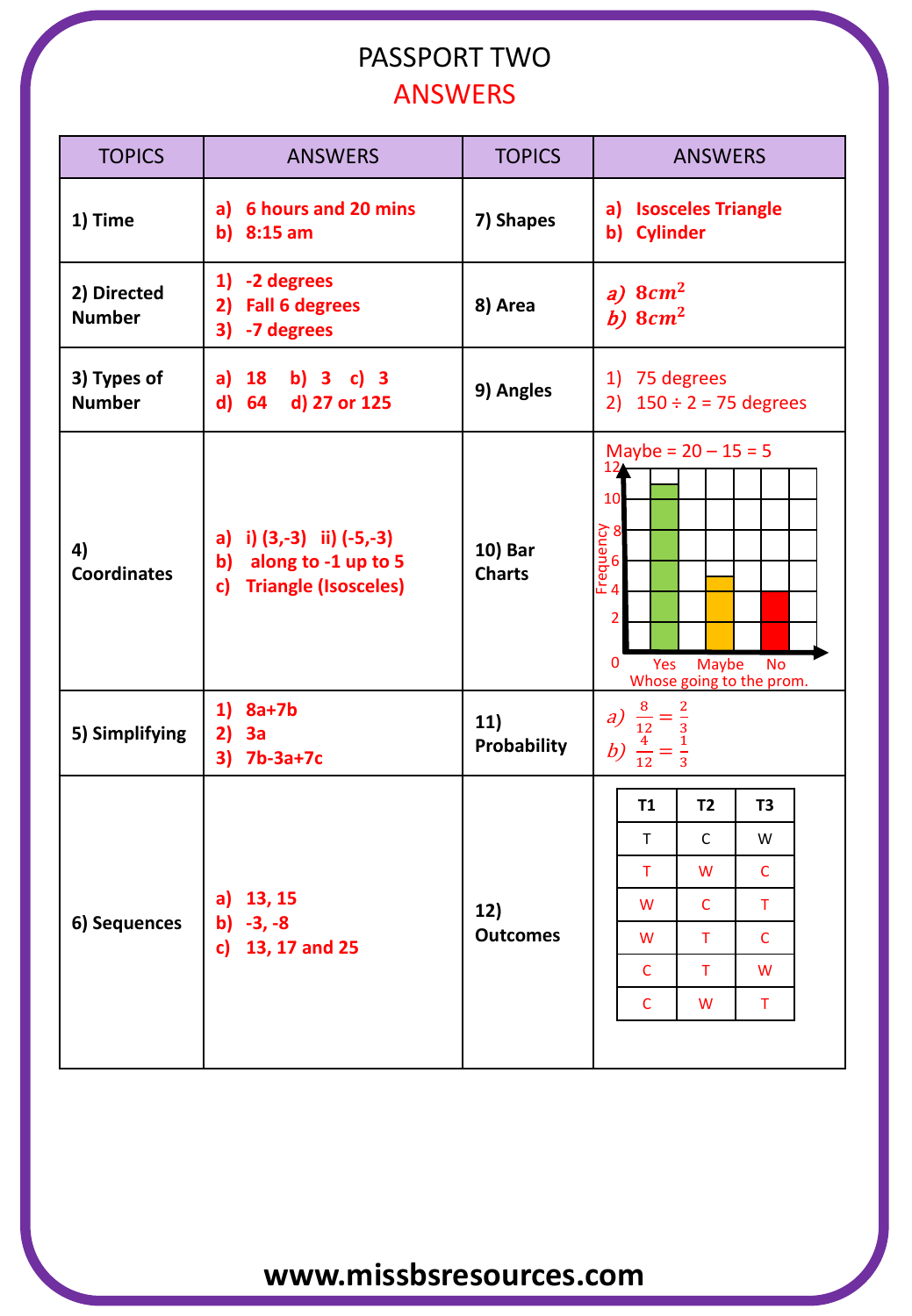# PASSPORT TWO

## ANSWERS

| TOPICS | ANSWERS | TOPICS | ANSWERS |
|---|---|---|---|
| **1) Time** | **a) 6 hours and 20 mins**<br>**b) 8:15 am** | **7) Shapes** | **a) Isosceles Triangle**<br>**b) Cylinder** |
| **2) Directed Number** | **1) -2 degrees**<br>**2) Fall 6 degrees**<br>**3) -7 degrees** | **8) Area** | a) $8cm^2$<br>b) $8cm^2$ |
| **3) Types of Number** | **a) 18 b) 3 c) 3**<br>**d) 64 d) 27 or 125** | **9) Angles** | 1) 75 degrees<br>2) 150 ÷ 2 = 75 degrees |
| **4) Coordinates** | **a) i) (3,-3) ii) (-5,-3)**<br>**b) along to -1 up to 5**<br>**c) Triangle (Isosceles)** | **10) Bar Charts** | Maybe = 20 – 15 = 5<br>Bar chart "Whose going to the prom." (Frequency, 0–12): Yes = 11, Maybe = 5, No = 4 |
| **5) Simplifying** | **1) 8a+7b**<br>**2) 3a**<br>**3) 7b-3a+7c** | **11) Probability** | a) $\frac{8}{12} = \frac{2}{3}$<br>b) $\frac{4}{12} = \frac{1}{3}$ |
| **6) Sequences** | **a) 13, 15**<br>**b) -3, -8**<br>**c) 13, 17 and 25** | **12) Outcomes** | T1 / T2 / T3:<br>T C W<br>T W C<br>W C T<br>W T C<br>C T W<br>C W T |

www.missbsresources.com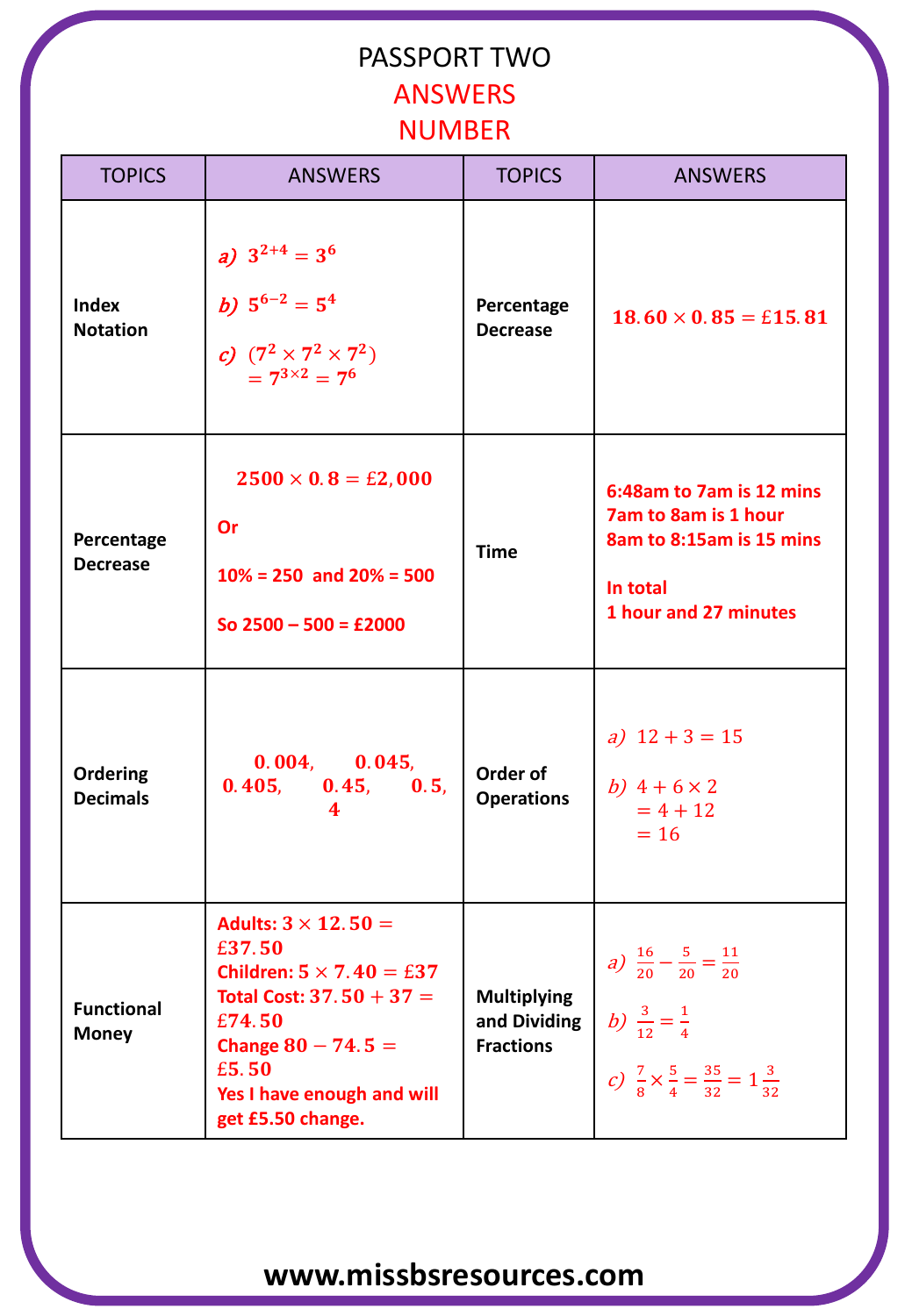# PASSPORT TWO

## ANSWERS

## NUMBER

| TOPICS | ANSWERS | TOPICS | ANSWERS |
|---|---|---|---|
| **Index Notation** | *a)* $3^{2+4} = 3^6$ <br> *b)* $5^{6-2} = 5^4$ <br> *c)* $(7^2 \times 7^2 \times 7^2)$ $= 7^{3\times2} = 7^6$ | **Percentage Decrease** | $18.60 \times 0.85 = £15.81$ |
| **Percentage Decrease** | $2500 \times 0.8 = £2,000$ <br> **Or** <br> **10% = 250 and 20% = 500** <br> **So 2500 – 500 = £2000** | **Time** | **6:48am to 7am is 12 mins** <br> **7am to 8am is 1 hour** <br> **8am to 8:15am is 15 mins** <br> **In total** <br> **1 hour and 27 minutes** |
| **Ordering Decimals** | $0.004$, $0.045$, $0.405$, $0.45$, $0.5$, $4$ | **Order of Operations** | *a)* $12 + 3 = 15$ <br> *b)* $4 + 6 \times 2$ $= 4 + 12$ $= 16$ |
| **Functional Money** | **Adults:** $3 \times 12.50 = £37.50$ <br> **Children:** $5 \times 7.40 = £37$ <br> **Total Cost:** $37.50 + 37 = £74.50$ <br> **Change** $80 - 74.5 = £5.50$ <br> **Yes I have enough and will get £5.50 change.** | **Multiplying and Dividing Fractions** | *a)* $\frac{16}{20} - \frac{5}{20} = \frac{11}{20}$ <br> *b)* $\frac{3}{12} = \frac{1}{4}$ <br> *c)* $\frac{7}{8} \times \frac{5}{4} = \frac{35}{32} = 1\frac{3}{32}$ |

**www.missbsresources.com**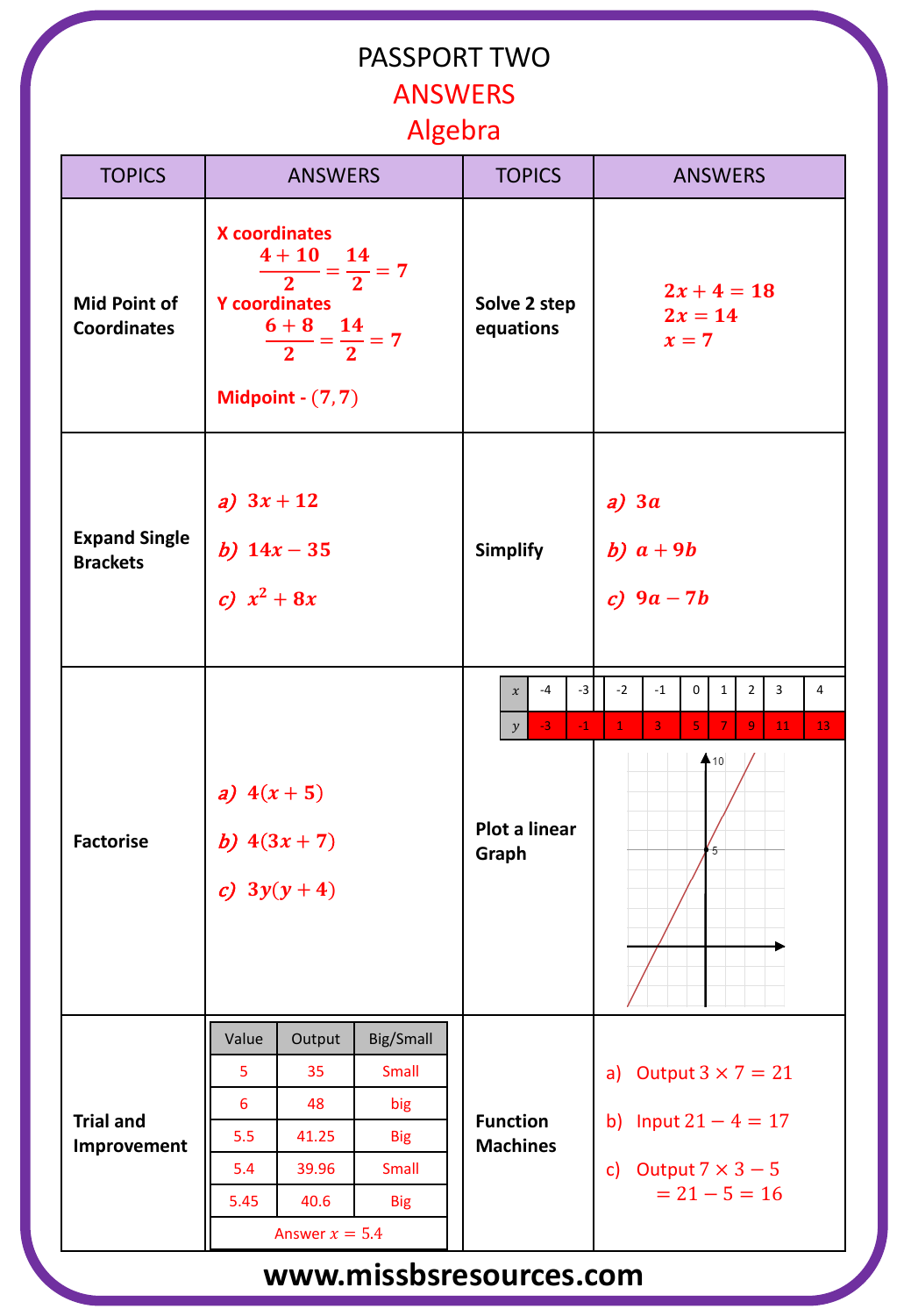# PASSPORT TWO

## ANSWERS

## Algebra

| TOPICS | ANSWERS | TOPICS | ANSWERS |
|---|---|---|---|
| **Mid Point of Coordinates** | **X coordinates** $\frac{4+10}{2} = \frac{14}{2} = 7$ **Y coordinates** $\frac{6+8}{2} = \frac{14}{2} = 7$ **Midpoint -** $(7, 7)$ | **Solve 2 step equations** | $2x + 4 = 18$ <br> $2x = 14$ <br> $x = 7$ |
| **Expand Single Brackets** | *a)* $3x + 12$ <br> *b)* $14x - 35$ <br> *c)* $x^2 + 8x$ | **Simplify** | *a)* $3a$ <br> *b)* $a + 9b$ <br> *c)* $9a - 7b$ |
| **Factorise** | *a)* $4(x + 5)$ <br> *b)* $4(3x + 7)$ <br> *c)* $3y(y + 4)$ | **Plot a linear Graph** | $x$: -4, -3, -2, -1, 0, 1, 2, 3, 4 <br> $y$: -3, -1, 1, 3, 5, 7, 9, 11, 13 |
| **Trial and Improvement** | Value / Output / Big/Small: <br> 5 / 35 / Small <br> 6 / 48 / big <br> 5.5 / 41.25 / Big <br> 5.4 / 39.96 / Small <br> 5.45 / 40.6 / Big <br> Answer $x = 5.4$ | **Function Machines** | a) Output $3 \times 7 = 21$ <br> b) Input $21 - 4 = 17$ <br> c) Output $7 \times 3 - 5 = 21 - 5 = 16$ |

www.missbsresources.com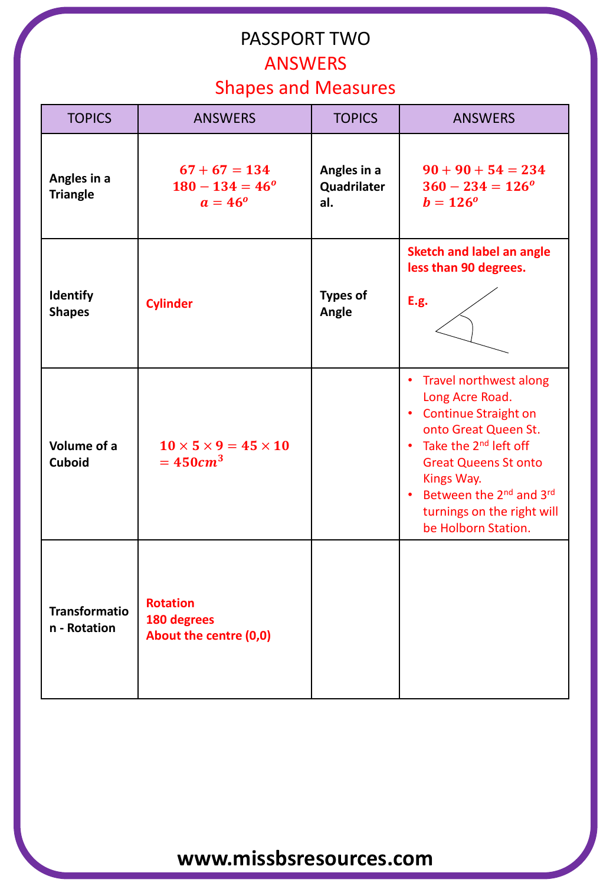# PASSPORT TWO

## ANSWERS

## Shapes and Measures

| TOPICS | ANSWERS | TOPICS | ANSWERS |
|---|---|---|---|
| **Angles in a Triangle** | $67 + 67 = 134$<br>$180 - 134 = 46^o$<br>$a = 46^o$ | **Angles in a Quadrilateral.** | $90 + 90 + 54 = 234$<br>$360 - 234 = 126^o$<br>$b = 126^o$ |
| **Identify Shapes** | **Cylinder** | **Types of Angle** | **Sketch and label an angle less than 90 degrees.**<br><br>**E.g.** |
| **Volume of a Cuboid** | $10 \times 5 \times 9 = 45 \times 10$<br>$= 450cm^3$ | | • Travel northwest along Long Acre Road.<br>• Continue Straight on onto Great Queen St.<br>• Take the 2nd left off Great Queens St onto Kings Way.<br>• Between the 2nd and 3rd turnings on the right will be Holborn Station. |
| **Transformation - Rotation** | **Rotation**<br>**180 degrees**<br>**About the centre (0,0)** | | |

**www.missbsresources.com**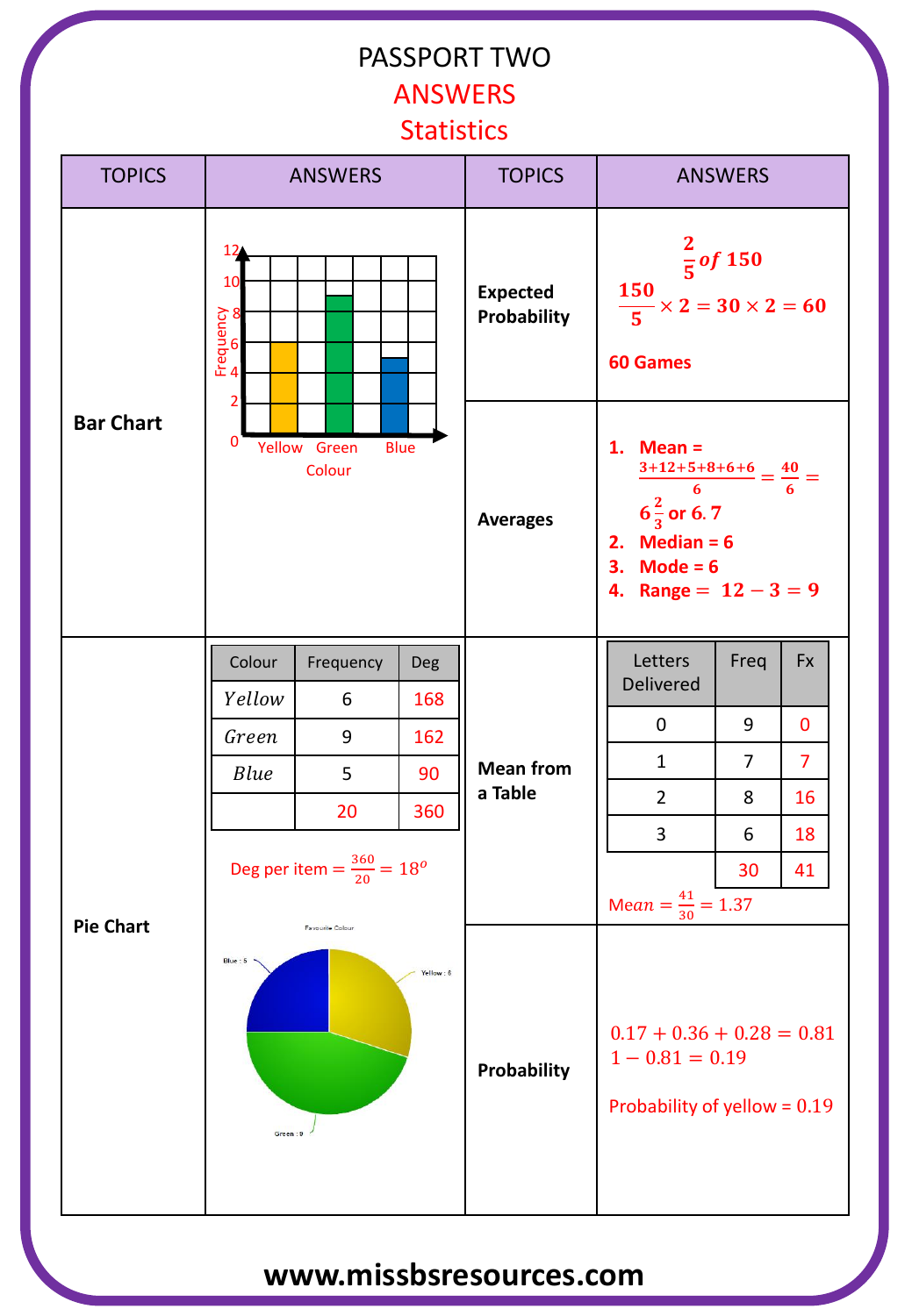# PASSPORT TWO

## ANSWERS

## Statistics

| TOPICS | ANSWERS | TOPICS | ANSWERS |
|---|---|---|---|
| **Bar Chart** | 12 10 8 6 4 2 0 Frequency Yellow Green Blue Colour | **Expected Probability** | $\frac{2}{5}$ *of* 150<br>$\frac{150}{5} \times 2 = 30 \times 2 = 60$<br>**60 Games** |
| | | **Averages** | 1. **Mean =** $\frac{3+12+5+8+6+6}{6} = \frac{40}{6} = 6\frac{2}{3}$ **or 6.7**<br>2. **Median = 6**<br>3. **Mode = 6**<br>4. **Range =** $12 - 3 = 9$ |
| **Pie Chart** | (see table and chart below) | **Mean from a Table** | (see table below) |
| | | **Probability** | $0.17 + 0.36 + 0.28 = 0.81$<br>$1 - 0.81 = 0.19$<br>Probability of yellow = 0.19 |

**Pie Chart:**

| Colour | Frequency | Deg |
|---|---|---|
| *Yellow* | 6 | 168 |
| *Green* | 9 | 162 |
| *Blue* | 5 | 90 |
| | 20 | 360 |

Deg per item $= \frac{360}{20} = 18^o$

Favourite Colour

Blue : 5

Yellow : 6

Green : 9

**Mean from a Table:**

| Letters Delivered | Freq | Fx |
|---|---|---|
| 0 | 9 | 0 |
| 1 | 7 | 7 |
| 2 | 8 | 16 |
| 3 | 6 | 18 |
| | 30 | 41 |

$Mean = \frac{41}{30} = 1.37$

www.missbsresources.com